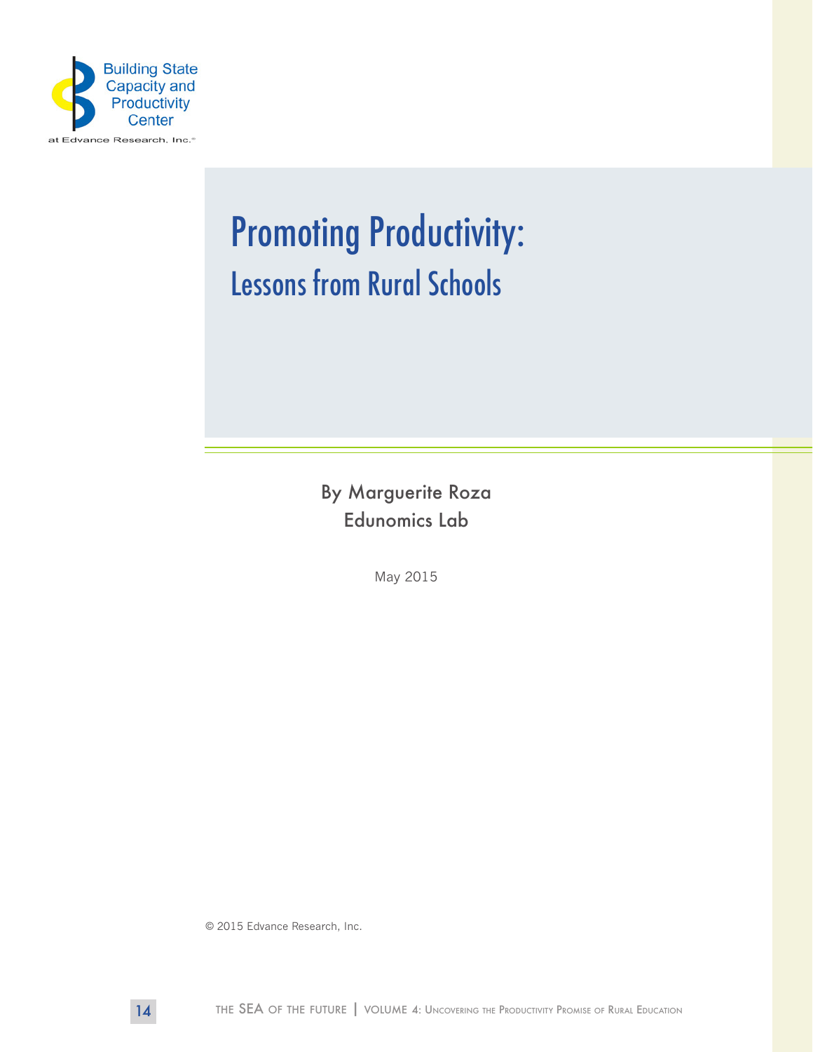Building State Capacity and Productivity Center

at Edvance Research, Inc.®

# Promoting Productivity:

## Lessons from Rural Schools

By Marguerite Roza

Edunomics Lab

May 2015

© 2015 Edvance Research, Inc.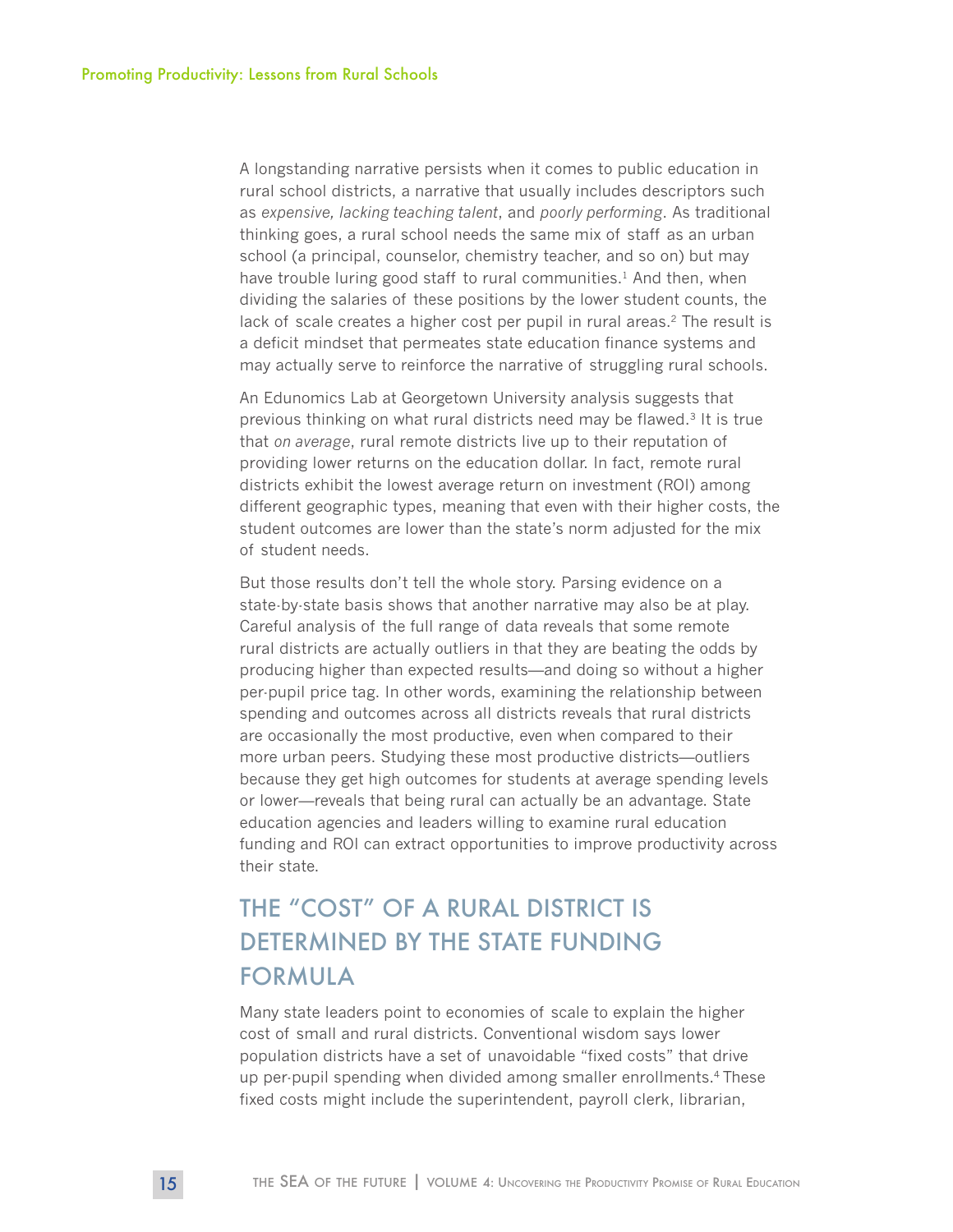A longstanding narrative persists when it comes to public education in rural school districts, a narrative that usually includes descriptors such as *expensive, lacking teaching talent*, and *poorly performing*. As traditional thinking goes, a rural school needs the same mix of staff as an urban school (a principal, counselor, chemistry teacher, and so on) but may have trouble luring good staff to rural communities.[1] And then, when dividing the salaries of these positions by the lower student counts, the lack of scale creates a higher cost per pupil in rural areas.[2] The result is a deficit mindset that permeates state education finance systems and may actually serve to reinforce the narrative of struggling rural schools.

An Edunomics Lab at Georgetown University analysis suggests that previous thinking on what rural districts need may be flawed.[3] It is true that *on average*, rural remote districts live up to their reputation of providing lower returns on the education dollar. In fact, remote rural districts exhibit the lowest average return on investment (ROI) among different geographic types, meaning that even with their higher costs, the student outcomes are lower than the state's norm adjusted for the mix of student needs.

But those results don't tell the whole story. Parsing evidence on a state-by-state basis shows that another narrative may also be at play. Careful analysis of the full range of data reveals that some remote rural districts are actually outliers in that they are beating the odds by producing higher than expected results—and doing so without a higher per-pupil price tag. In other words, examining the relationship between spending and outcomes across all districts reveals that rural districts are occasionally the most productive, even when compared to their more urban peers. Studying these most productive districts—outliers because they get high outcomes for students at average spending levels or lower—reveals that being rural can actually be an advantage. State education agencies and leaders willing to examine rural education funding and ROI can extract opportunities to improve productivity across their state.

## THE "COST" OF A RURAL DISTRICT IS DETERMINED BY THE STATE FUNDING FORMULA

Many state leaders point to economies of scale to explain the higher cost of small and rural districts. Conventional wisdom says lower population districts have a set of unavoidable "fixed costs" that drive up per-pupil spending when divided among smaller enrollments.[4] These fixed costs might include the superintendent, payroll clerk, librarian,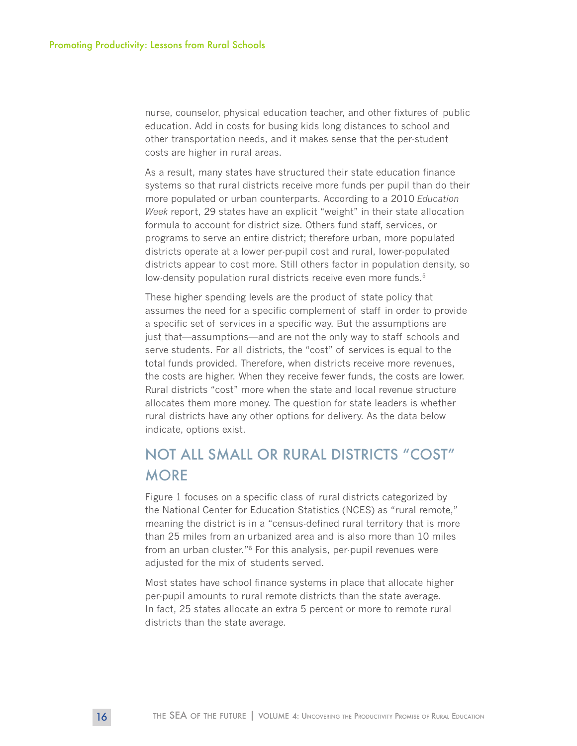nurse, counselor, physical education teacher, and other fixtures of public education. Add in costs for busing kids long distances to school and other transportation needs, and it makes sense that the per-student costs are higher in rural areas.

As a result, many states have structured their state education finance systems so that rural districts receive more funds per pupil than do their more populated or urban counterparts. According to a 2010 *Education Week* report, 29 states have an explicit "weight" in their state allocation formula to account for district size. Others fund staff, services, or programs to serve an entire district; therefore urban, more populated districts operate at a lower per-pupil cost and rural, lower-populated districts appear to cost more. Still others factor in population density, so low-density population rural districts receive even more funds.[5]

These higher spending levels are the product of state policy that assumes the need for a specific complement of staff in order to provide a specific set of services in a specific way. But the assumptions are just that—assumptions—and are not the only way to staff schools and serve students. For all districts, the "cost" of services is equal to the total funds provided. Therefore, when districts receive more revenues, the costs are higher. When they receive fewer funds, the costs are lower. Rural districts "cost" more when the state and local revenue structure allocates them more money. The question for state leaders is whether rural districts have any other options for delivery. As the data below indicate, options exist.

## NOT ALL SMALL OR RURAL DISTRICTS "COST" MORE

Figure 1 focuses on a specific class of rural districts categorized by the National Center for Education Statistics (NCES) as "rural remote," meaning the district is in a "census-defined rural territory that is more than 25 miles from an urbanized area and is also more than 10 miles from an urban cluster."[6] For this analysis, per-pupil revenues were adjusted for the mix of students served.

Most states have school finance systems in place that allocate higher per-pupil amounts to rural remote districts than the state average. In fact, 25 states allocate an extra 5 percent or more to remote rural districts than the state average.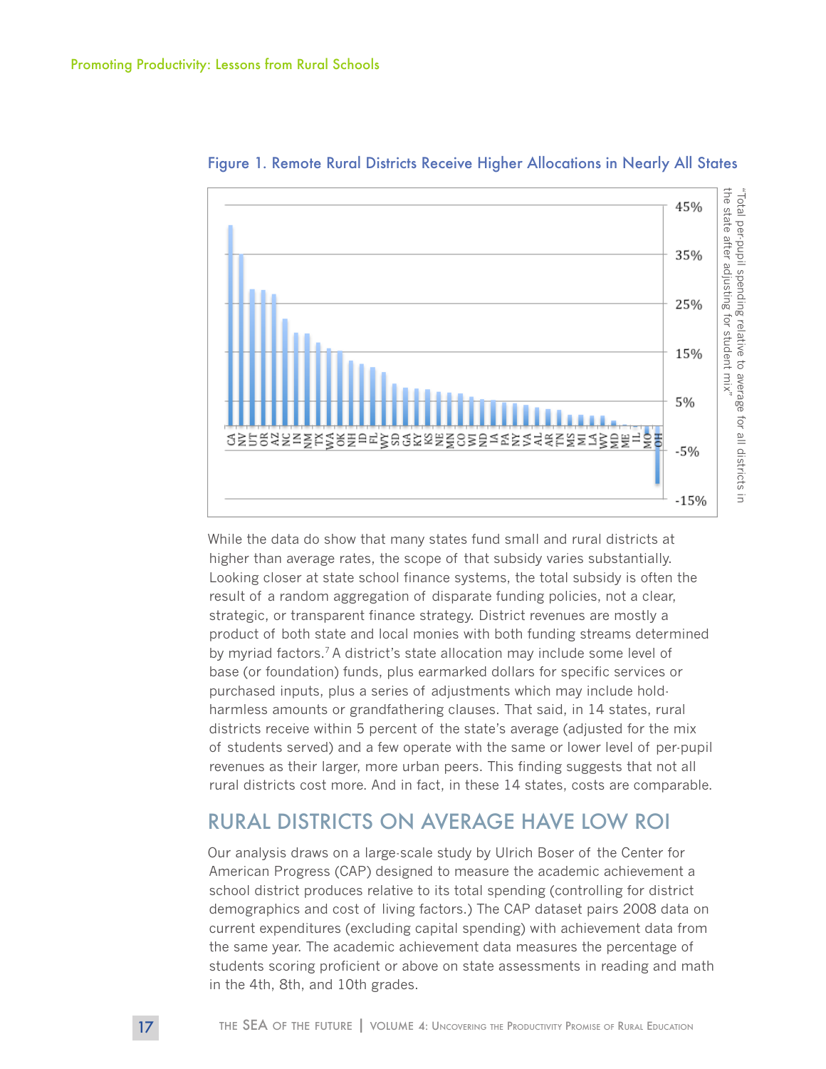Figure 1. Remote Rural Districts Receive Higher Allocations in Nearly All States

While the data do show that many states fund small and rural districts at higher than average rates, the scope of that subsidy varies substantially. Looking closer at state school finance systems, the total subsidy is often the result of a random aggregation of disparate funding policies, not a clear, strategic, or transparent finance strategy. District revenues are mostly a product of both state and local monies with both funding streams determined by myriad factors.[7] A district's state allocation may include some level of base (or foundation) funds, plus earmarked dollars for specific services or purchased inputs, plus a series of adjustments which may include hold-harmless amounts or grandfathering clauses. That said, in 14 states, rural districts receive within 5 percent of the state's average (adjusted for the mix of students served) and a few operate with the same or lower level of per-pupil revenues as their larger, more urban peers. This finding suggests that not all rural districts cost more. And in fact, in these 14 states, costs are comparable.

## RURAL DISTRICTS ON AVERAGE HAVE LOW ROI

Our analysis draws on a large-scale study by Ulrich Boser of the Center for American Progress (CAP) designed to measure the academic achievement a school district produces relative to its total spending (controlling for district demographics and cost of living factors.) The CAP dataset pairs 2008 data on current expenditures (excluding capital spending) with achievement data from the same year. The academic achievement data measures the percentage of students scoring proficient or above on state assessments in reading and math in the 4th, 8th, and 10th grades.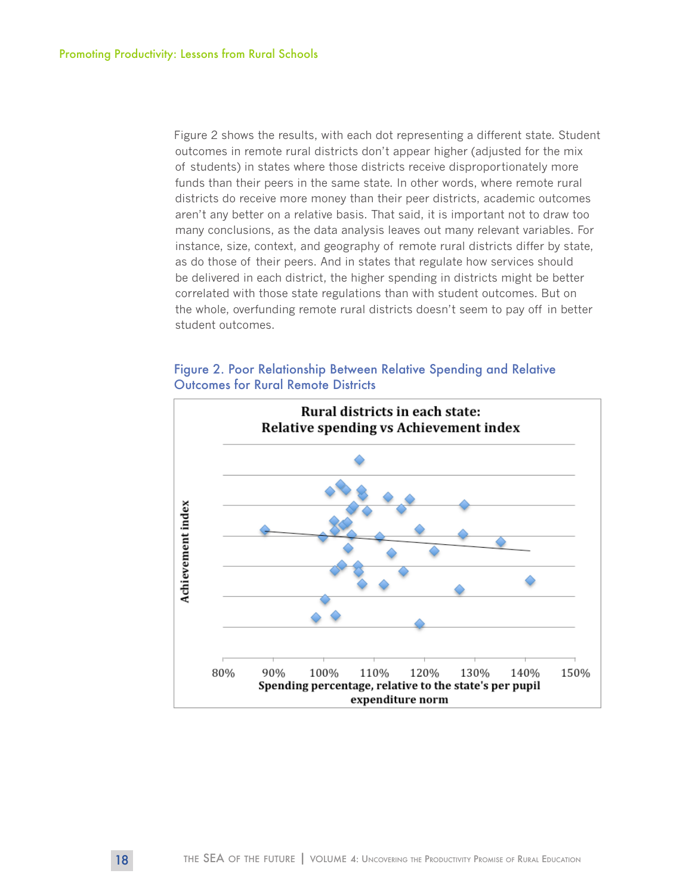Figure 2 shows the results, with each dot representing a different state. Student outcomes in remote rural districts don't appear higher (adjusted for the mix of students) in states where those districts receive disproportionately more funds than their peers in the same state. In other words, where remote rural districts do receive more money than their peer districts, academic outcomes aren't any better on a relative basis. That said, it is important not to draw too many conclusions, as the data analysis leaves out many relevant variables. For instance, size, context, and geography of remote rural districts differ by state, as do those of their peers. And in states that regulate how services should be delivered in each district, the higher spending in districts might be better correlated with those state regulations than with student outcomes. But on the whole, overfunding remote rural districts doesn't seem to pay off in better student outcomes.

Figure 2. Poor Relationship Between Relative Spending and Relative Outcomes for Rural Remote Districts

**Rural districts in each state: Relative spending vs Achievement index**

Achievement index

80% 90% 100% 110% 120% 130% 140% 150%

Spending percentage, relative to the state's per pupil expenditure norm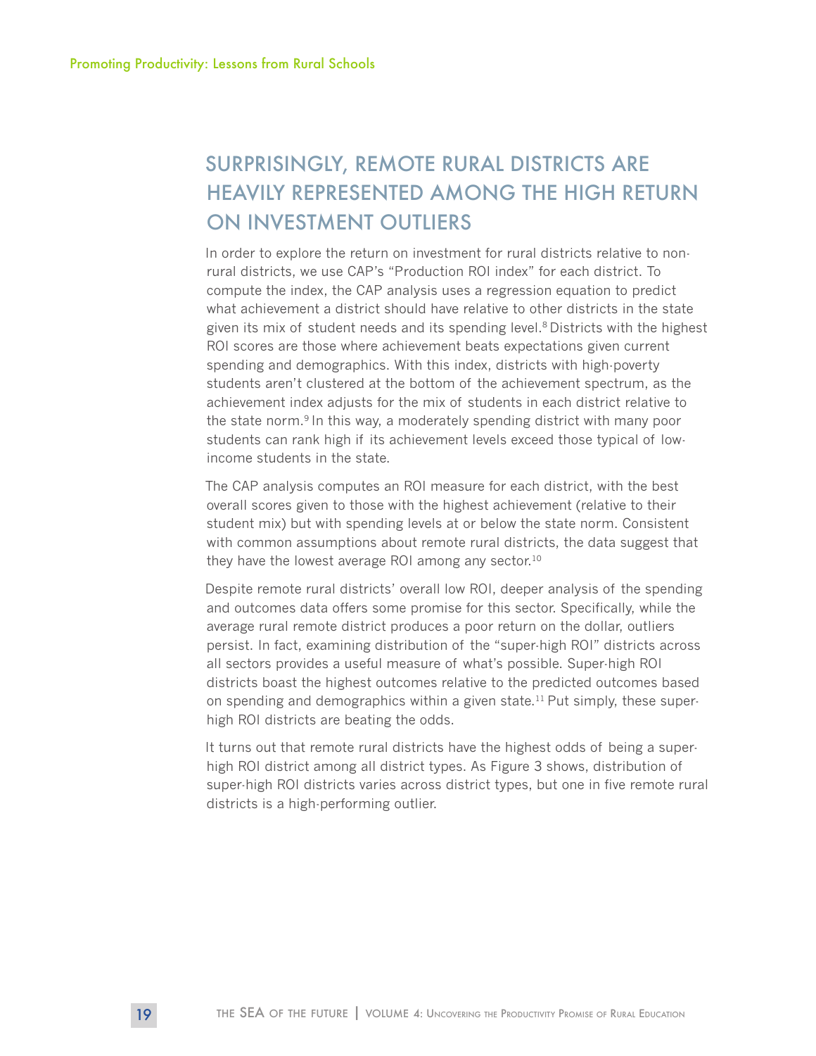## SURPRISINGLY, REMOTE RURAL DISTRICTS ARE HEAVILY REPRESENTED AMONG THE HIGH RETURN ON INVESTMENT OUTLIERS

In order to explore the return on investment for rural districts relative to non-rural districts, we use CAP's "Production ROI index" for each district. To compute the index, the CAP analysis uses a regression equation to predict what achievement a district should have relative to other districts in the state given its mix of student needs and its spending level.[8] Districts with the highest ROI scores are those where achievement beats expectations given current spending and demographics. With this index, districts with high-poverty students aren't clustered at the bottom of the achievement spectrum, as the achievement index adjusts for the mix of students in each district relative to the state norm.[9] In this way, a moderately spending district with many poor students can rank high if its achievement levels exceed those typical of low-income students in the state.

The CAP analysis computes an ROI measure for each district, with the best overall scores given to those with the highest achievement (relative to their student mix) but with spending levels at or below the state norm. Consistent with common assumptions about remote rural districts, the data suggest that they have the lowest average ROI among any sector.[10]

Despite remote rural districts' overall low ROI, deeper analysis of the spending and outcomes data offers some promise for this sector. Specifically, while the average rural remote district produces a poor return on the dollar, outliers persist. In fact, examining distribution of the "super-high ROI" districts across all sectors provides a useful measure of what's possible. Super-high ROI districts boast the highest outcomes relative to the predicted outcomes based on spending and demographics within a given state.[11] Put simply, these super-high ROI districts are beating the odds.

It turns out that remote rural districts have the highest odds of being a super-high ROI district among all district types. As Figure 3 shows, distribution of super-high ROI districts varies across district types, but one in five remote rural districts is a high-performing outlier.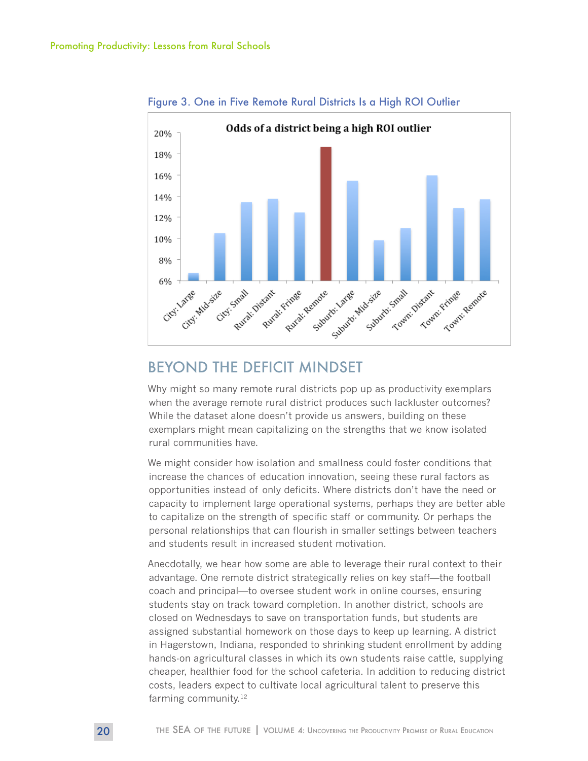Figure 3. One in Five Remote Rural Districts Is a High ROI Outlier

## BEYOND THE DEFICIT MINDSET

Why might so many remote rural districts pop up as productivity exemplars when the average remote rural district produces such lackluster outcomes? While the dataset alone doesn't provide us answers, building on these exemplars might mean capitalizing on the strengths that we know isolated rural communities have.

We might consider how isolation and smallness could foster conditions that increase the chances of education innovation, seeing these rural factors as opportunities instead of only deficits. Where districts don't have the need or capacity to implement large operational systems, perhaps they are better able to capitalize on the strength of specific staff or community. Or perhaps the personal relationships that can flourish in smaller settings between teachers and students result in increased student motivation.

Anecdotally, we hear how some are able to leverage their rural context to their advantage. One remote district strategically relies on key staff—the football coach and principal—to oversee student work in online courses, ensuring students stay on track toward completion. In another district, schools are closed on Wednesdays to save on transportation funds, but students are assigned substantial homework on those days to keep up learning. A district in Hagerstown, Indiana, responded to shrinking student enrollment by adding hands-on agricultural classes in which its own students raise cattle, supplying cheaper, healthier food for the school cafeteria. In addition to reducing district costs, leaders expect to cultivate local agricultural talent to preserve this farming community.[12]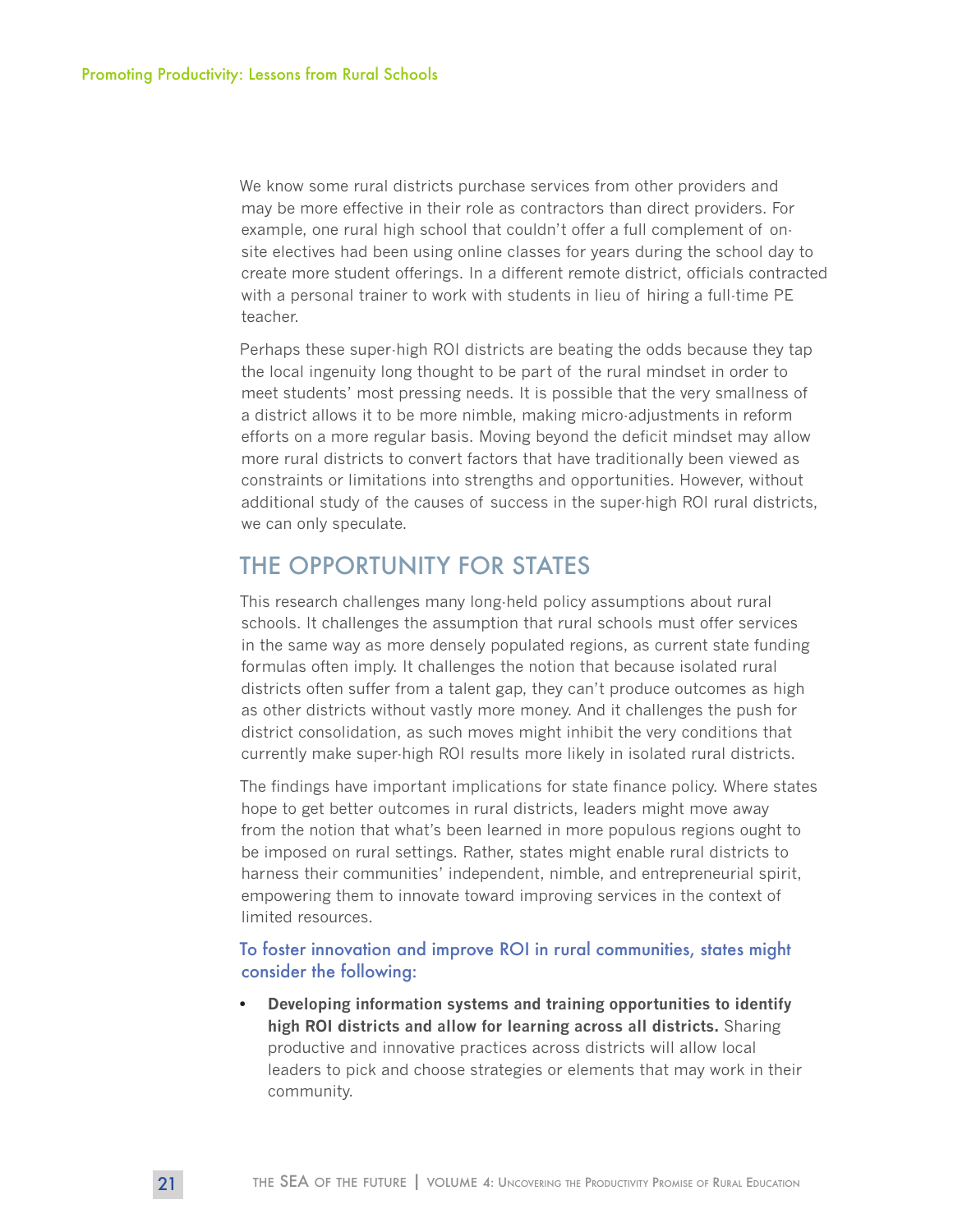We know some rural districts purchase services from other providers and may be more effective in their role as contractors than direct providers. For example, one rural high school that couldn't offer a full complement of on-site electives had been using online classes for years during the school day to create more student offerings. In a different remote district, officials contracted with a personal trainer to work with students in lieu of hiring a full-time PE teacher.

Perhaps these super-high ROI districts are beating the odds because they tap the local ingenuity long thought to be part of the rural mindset in order to meet students' most pressing needs. It is possible that the very smallness of a district allows it to be more nimble, making micro-adjustments in reform efforts on a more regular basis. Moving beyond the deficit mindset may allow more rural districts to convert factors that have traditionally been viewed as constraints or limitations into strengths and opportunities. However, without additional study of the causes of success in the super-high ROI rural districts, we can only speculate.

## THE OPPORTUNITY FOR STATES

This research challenges many long-held policy assumptions about rural schools. It challenges the assumption that rural schools must offer services in the same way as more densely populated regions, as current state funding formulas often imply. It challenges the notion that because isolated rural districts often suffer from a talent gap, they can't produce outcomes as high as other districts without vastly more money. And it challenges the push for district consolidation, as such moves might inhibit the very conditions that currently make super-high ROI results more likely in isolated rural districts.

The findings have important implications for state finance policy. Where states hope to get better outcomes in rural districts, leaders might move away from the notion that what's been learned in more populous regions ought to be imposed on rural settings. Rather, states might enable rural districts to harness their communities' independent, nimble, and entrepreneurial spirit, empowering them to innovate toward improving services in the context of limited resources.

### To foster innovation and improve ROI in rural communities, states might consider the following:

- **Developing information systems and training opportunities to identify high ROI districts and allow for learning across all districts.** Sharing productive and innovative practices across districts will allow local leaders to pick and choose strategies or elements that may work in their community.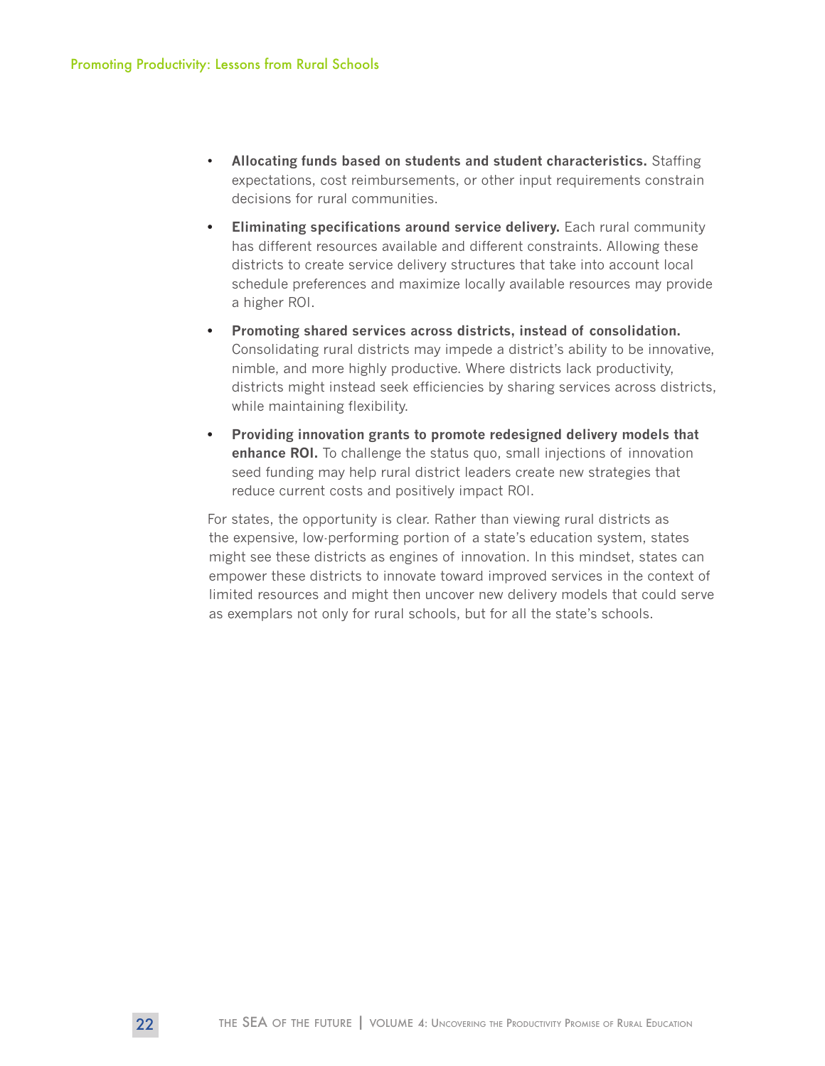- **Allocating funds based on students and student characteristics.** Staffing expectations, cost reimbursements, or other input requirements constrain decisions for rural communities.
- **Eliminating specifications around service delivery.** Each rural community has different resources available and different constraints. Allowing these districts to create service delivery structures that take into account local schedule preferences and maximize locally available resources may provide a higher ROI.
- **Promoting shared services across districts, instead of consolidation.** Consolidating rural districts may impede a district's ability to be innovative, nimble, and more highly productive. Where districts lack productivity, districts might instead seek efficiencies by sharing services across districts, while maintaining flexibility.
- **Providing innovation grants to promote redesigned delivery models that enhance ROI.** To challenge the status quo, small injections of innovation seed funding may help rural district leaders create new strategies that reduce current costs and positively impact ROI.

For states, the opportunity is clear. Rather than viewing rural districts as the expensive, low-performing portion of a state's education system, states might see these districts as engines of innovation. In this mindset, states can empower these districts to innovate toward improved services in the context of limited resources and might then uncover new delivery models that could serve as exemplars not only for rural schools, but for all the state's schools.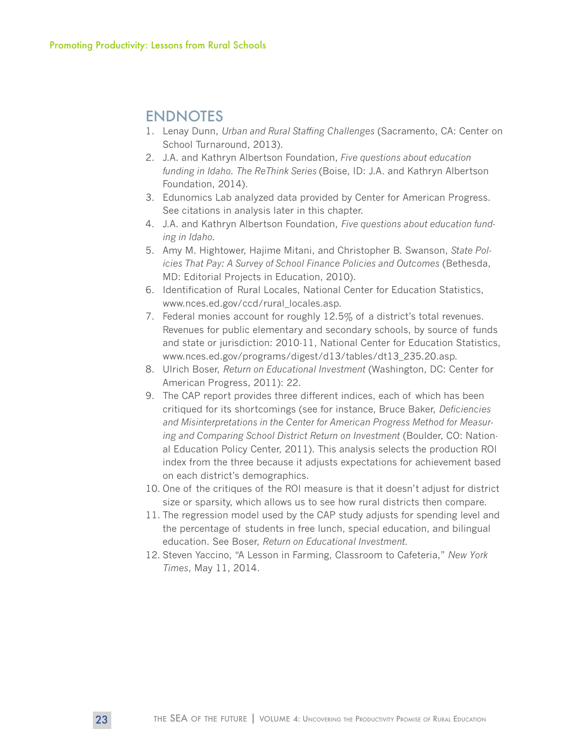## ENDNOTES

1. Lenay Dunn, *Urban and Rural Staffing Challenges* (Sacramento, CA: Center on School Turnaround, 2013).
2. J.A. and Kathryn Albertson Foundation, *Five questions about education funding in Idaho. The ReThink Series* (Boise, ID: J.A. and Kathryn Albertson Foundation, 2014).
3. Edunomics Lab analyzed data provided by Center for American Progress. See citations in analysis later in this chapter.
4. J.A. and Kathryn Albertson Foundation, *Five questions about education funding in Idaho.*
5. Amy M. Hightower, Hajime Mitani, and Christopher B. Swanson, *State Policies That Pay: A Survey of School Finance Policies and Outcomes* (Bethesda, MD: Editorial Projects in Education, 2010).
6. Identification of Rural Locales, National Center for Education Statistics, www.nces.ed.gov/ccd/rural_locales.asp.
7. Federal monies account for roughly 12.5% of a district's total revenues. Revenues for public elementary and secondary schools, by source of funds and state or jurisdiction: 2010-11, National Center for Education Statistics, www.nces.ed.gov/programs/digest/d13/tables/dt13_235.20.asp.
8. Ulrich Boser, *Return on Educational Investment* (Washington, DC: Center for American Progress, 2011): 22.
9. The CAP report provides three different indices, each of which has been critiqued for its shortcomings (see for instance, Bruce Baker, *Deficiencies and Misinterpretations in the Center for American Progress Method for Measuring and Comparing School District Return on Investment* (Boulder, CO: National Education Policy Center, 2011). This analysis selects the production ROI index from the three because it adjusts expectations for achievement based on each district's demographics.
10. One of the critiques of the ROI measure is that it doesn't adjust for district size or sparsity, which allows us to see how rural districts then compare.
11. The regression model used by the CAP study adjusts for spending level and the percentage of students in free lunch, special education, and bilingual education. See Boser, *Return on Educational Investment*.
12. Steven Yaccino, "A Lesson in Farming, Classroom to Cafeteria," *New York Times*, May 11, 2014.